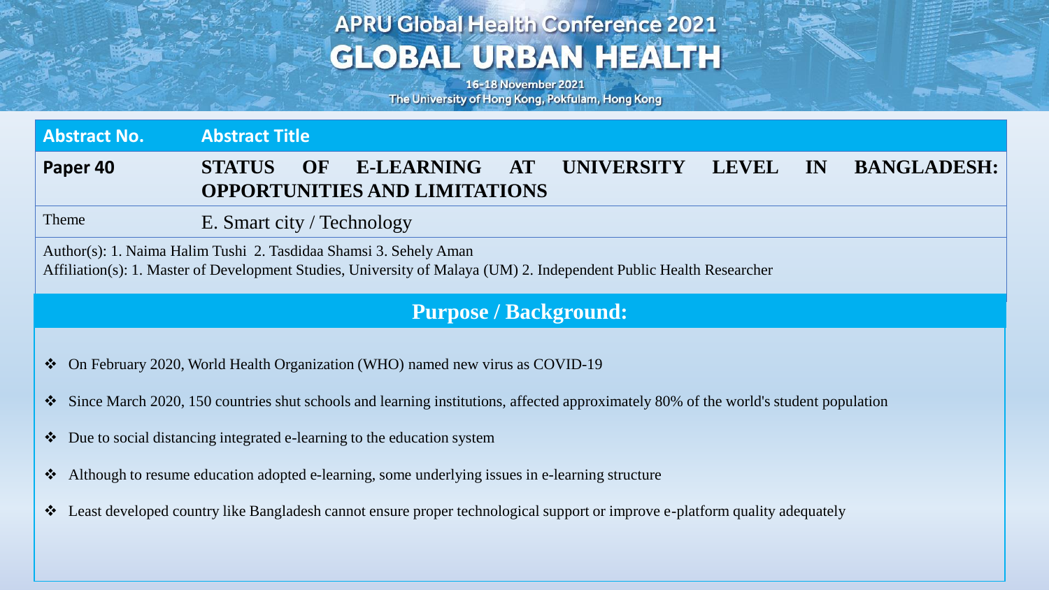# APRU Global Health Conference 2021

# GLOBAL URBAN HEALTH

16-18 November 2021

The University of Hong Kong, Pokfulam, Hong Kong

| Abstract No. | Abstract Title |
|---|---|
| **Paper 40** | **STATUS OF E-LEARNING AT UNIVERSITY LEVEL IN BANGLADESH: OPPORTUNITIES AND LIMITATIONS** |
| Theme | E. Smart city / Technology |

Author(s): 1. Naima Halim Tushi 2. Tasdidaa Shamsi 3. Sehely Aman

Affiliation(s): 1. Master of Development Studies, University of Malaya (UM) 2. Independent Public Health Researcher

## Purpose / Background:

- On February 2020, World Health Organization (WHO) named new virus as COVID-19
- Since March 2020, 150 countries shut schools and learning institutions, affected approximately 80% of the world's student population
- Due to social distancing integrated e-learning to the education system
- Although to resume education adopted e-learning, some underlying issues in e-learning structure
- Least developed country like Bangladesh cannot ensure proper technological support or improve e-platform quality adequately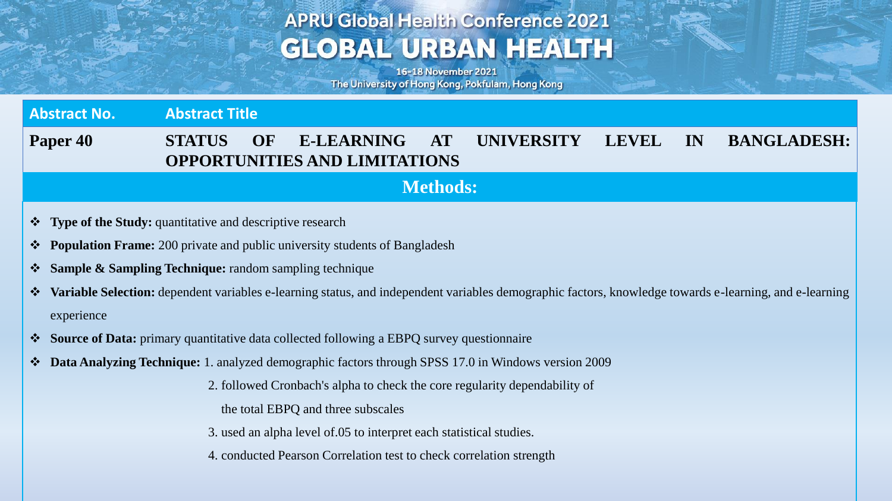| Abstract No. | Abstract Title |
| --- | --- |
| Paper 40 | STATUS OF E-LEARNING AT UNIVERSITY LEVEL IN BANGLADESH: OPPORTUNITIES AND LIMITATIONS |

## Methods:

- **Type of the Study:** quantitative and descriptive research
- **Population Frame:** 200 private and public university students of Bangladesh
- **Sample & Sampling Technique:** random sampling technique
- **Variable Selection:** dependent variables e-learning status, and independent variables demographic factors, knowledge towards e-learning, and e-learning experience
- **Source of Data:** primary quantitative data collected following a EBPQ survey questionnaire
- **Data Analyzing Technique:** 1. analyzed demographic factors through SPSS 17.0 in Windows version 2009

  2. followed Cronbach's alpha to check the core regularity dependability of the total EBPQ and three subscales

  3. used an alpha level of.05 to interpret each statistical studies.

  4. conducted Pearson Correlation test to check correlation strength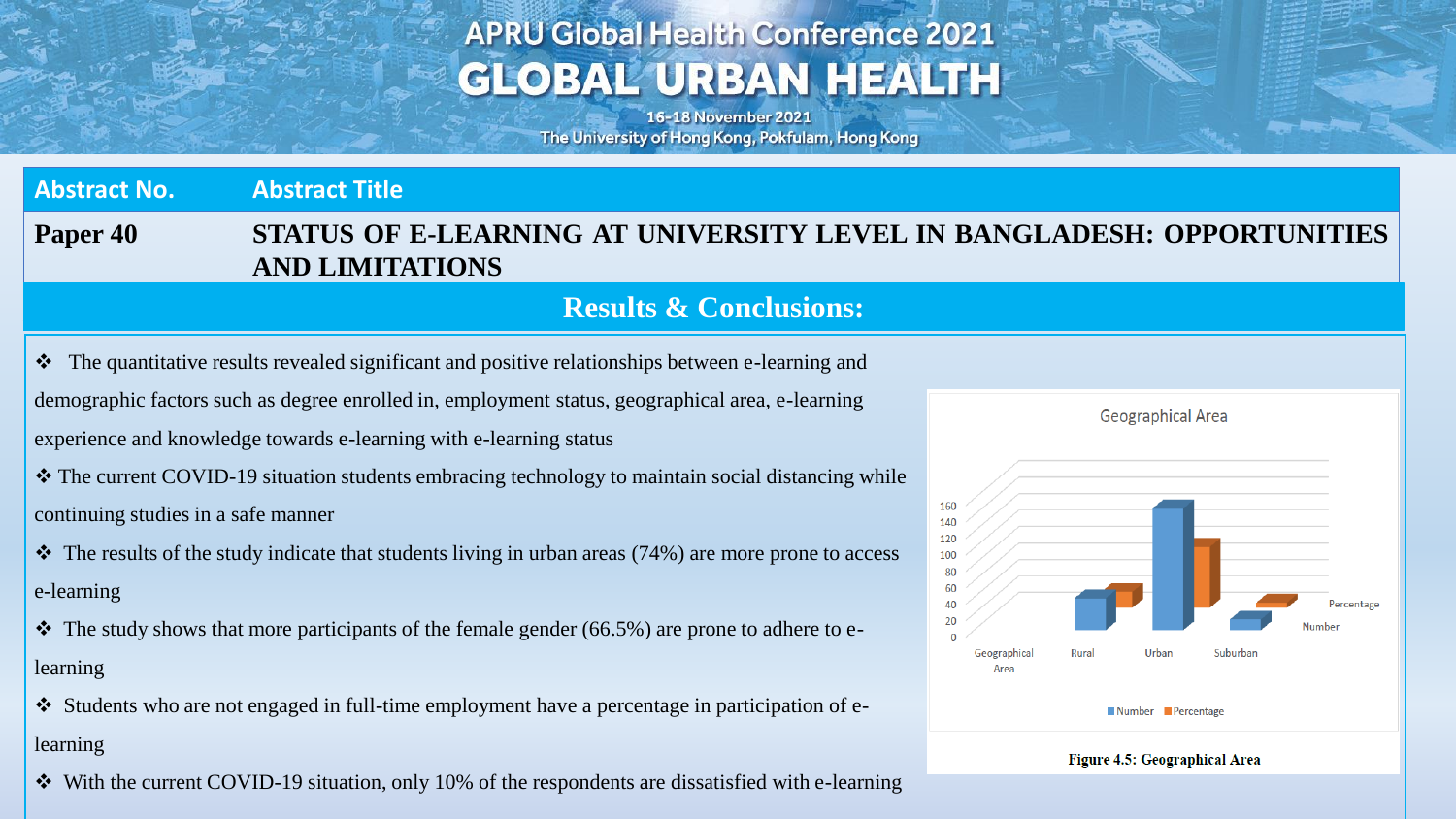| Abstract No. | Abstract Title |
| --- | --- |
| **Paper 40** | **STATUS OF E-LEARNING AT UNIVERSITY LEVEL IN BANGLADESH: OPPORTUNITIES AND LIMITATIONS** |

## Results & Conclusions:

- The quantitative results revealed significant and positive relationships between e-learning and demographic factors such as degree enrolled in, employment status, geographical area, e-learning experience and knowledge towards e-learning with e-learning status
- The current COVID-19 situation students embracing technology to maintain social distancing while continuing studies in a safe manner
- The results of the study indicate that students living in urban areas (74%) are more prone to access e-learning
- The study shows that more participants of the female gender (66.5%) are prone to adhere to e-learning
- Students who are not engaged in full-time employment have a percentage in participation of e-learning
- With the current COVID-19 situation, only 10% of the respondents are dissatisfied with e-learning

Geographical Area

160
140
120
100
80
60
40
20
0

Geographical Area
Rural
Urban
Suburban

Percentage
Number

Number
Percentage

**Figure 4.5: Geographical Area**